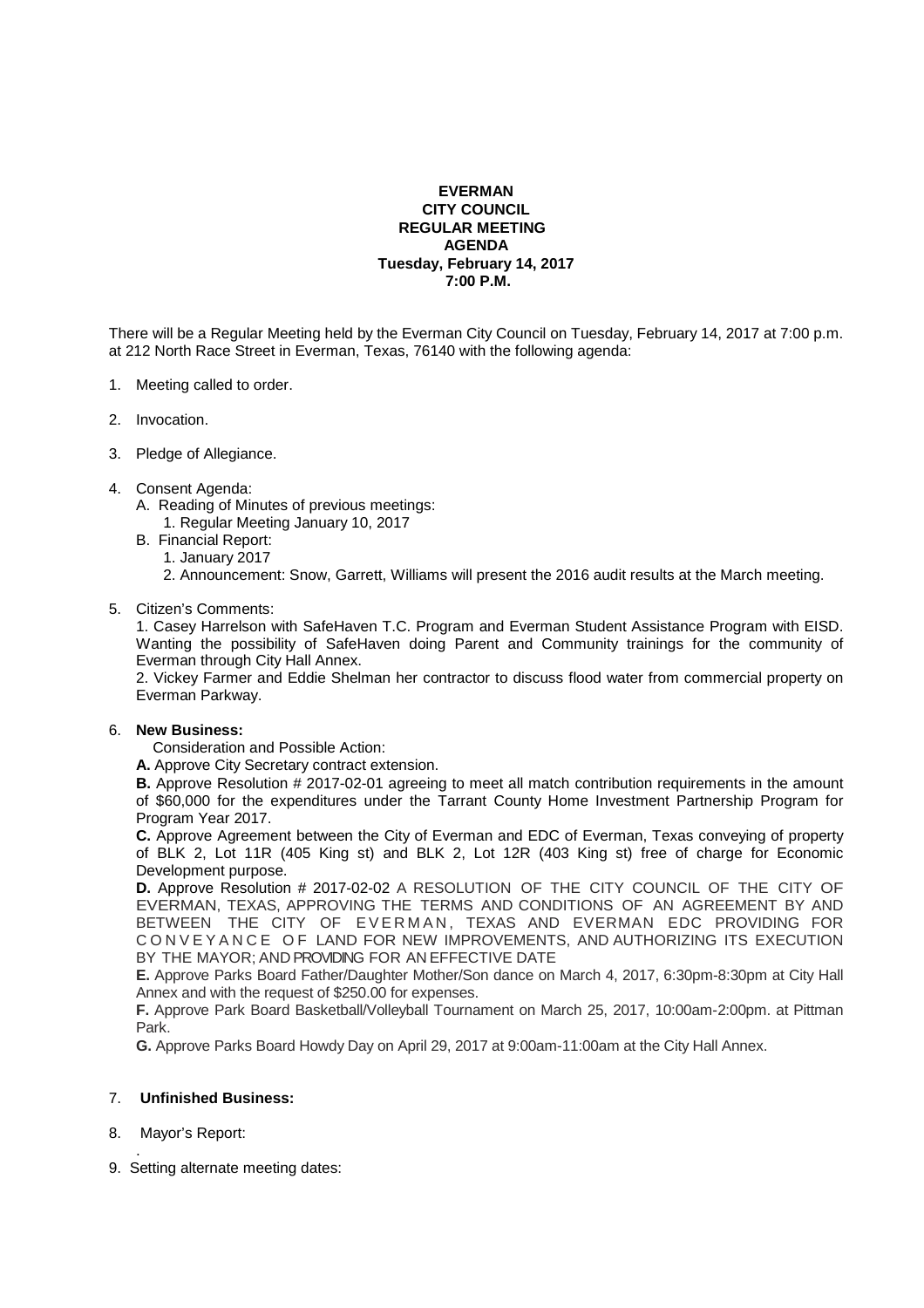**EVERMAN**
**CITY COUNCIL**
**REGULAR MEETING**
**AGENDA**
**Tuesday, February 14, 2017**
**7:00 P.M.**

There will be a Regular Meeting held by the Everman City Council on Tuesday, February 14, 2017 at 7:00 p.m. at 212 North Race Street in Everman, Texas, 76140 with the following agenda:

1. Meeting called to order.

2. Invocation.

3. Pledge of Allegiance.

4. Consent Agenda:
   A. Reading of Minutes of previous meetings:
      1. Regular Meeting January 10, 2017
   B. Financial Report:
      1. January 2017
      2. Announcement: Snow, Garrett, Williams will present the 2016 audit results at the March meeting.

5. Citizen's Comments:

   1. Casey Harrelson with SafeHaven T.C. Program and Everman Student Assistance Program with EISD. Wanting the possibility of SafeHaven doing Parent and Community trainings for the community of Everman through City Hall Annex.

   2. Vickey Farmer and Eddie Shelman her contractor to discuss flood water from commercial property on Everman Parkway.

6. **New Business:**

   Consideration and Possible Action:

   **A.** Approve City Secretary contract extension.

   **B.** Approve Resolution # 2017-02-01 agreeing to meet all match contribution requirements in the amount of $60,000 for the expenditures under the Tarrant County Home Investment Partnership Program for Program Year 2017.

   **C.** Approve Agreement between the City of Everman and EDC of Everman, Texas conveying of property of BLK 2, Lot 11R (405 King st) and BLK 2, Lot 12R (403 King st) free of charge for Economic Development purpose.

   **D.** Approve Resolution # 2017-02-02 A RESOLUTION OF THE CITY COUNCIL OF THE CITY OF EVERMAN, TEXAS, APPROVING THE TERMS AND CONDITIONS OF AN AGREEMENT BY AND BETWEEN THE CITY OF EVERMAN, TEXAS AND EVERMAN EDC PROVIDING FOR CONVEYANCE OF LAND FOR NEW IMPROVEMENTS, AND AUTHORIZING ITS EXECUTION BY THE MAYOR; AND PROVIDING FOR AN EFFECTIVE DATE

   **E.** Approve Parks Board Father/Daughter Mother/Son dance on March 4, 2017, 6:30pm-8:30pm at City Hall Annex and with the request of $250.00 for expenses.

   **F.** Approve Park Board Basketball/Volleyball Tournament on March 25, 2017, 10:00am-2:00pm. at Pittman Park.

   **G.** Approve Parks Board Howdy Day on April 29, 2017 at 9:00am-11:00am at the City Hall Annex.

7. **Unfinished Business:**

8. Mayor's Report:

9. Setting alternate meeting dates: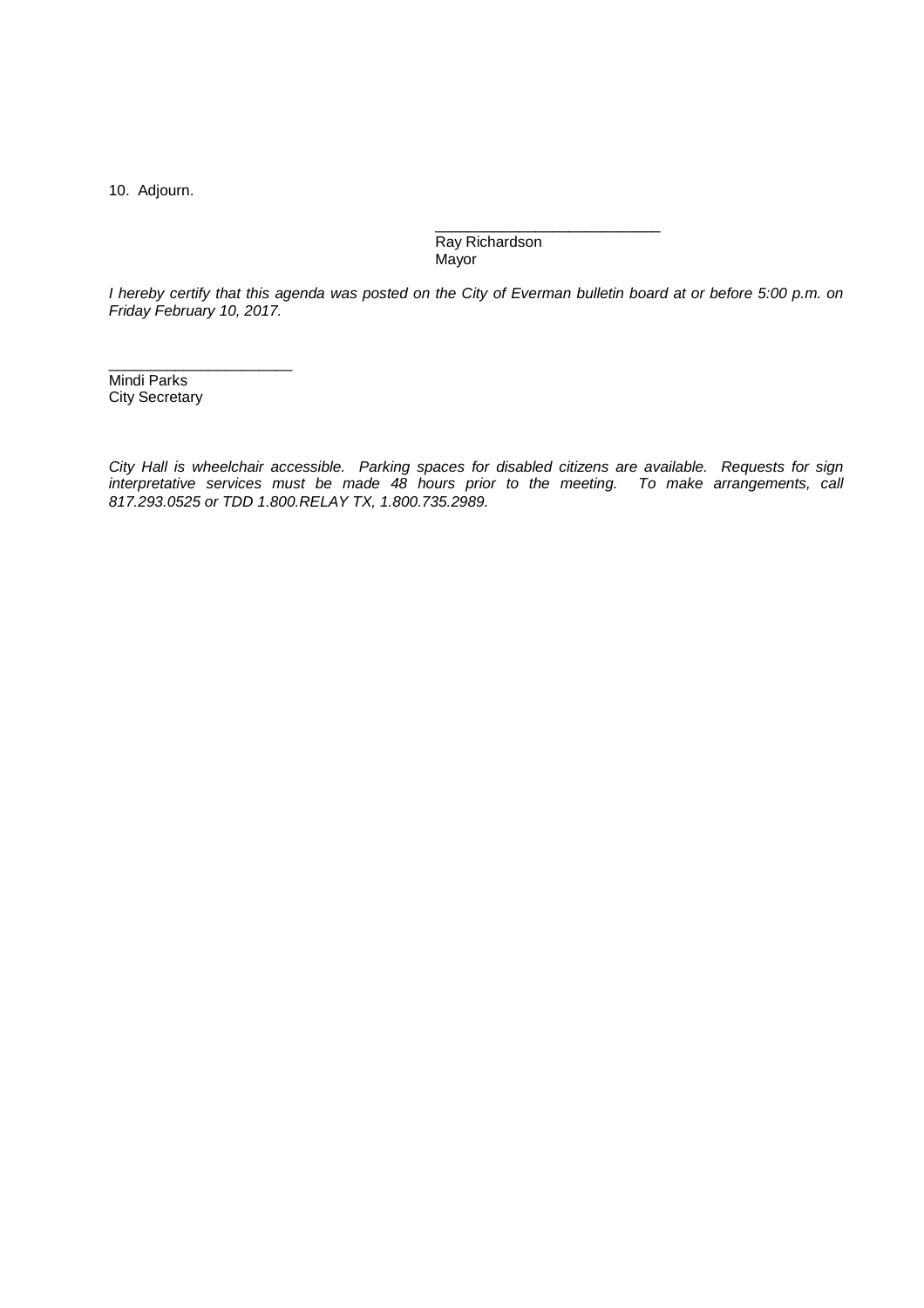10. Adjourn.

\_\_\_\_\_\_\_\_\_\_\_\_\_\_\_\_\_\_\_\_\_\_\_\_\_\_\_\_
Ray Richardson
Mayor

*I hereby certify that this agenda was posted on the City of Everman bulletin board at or before 5:00 p.m. on Friday February 10, 2017.*

\_\_\_\_\_\_\_\_\_\_\_\_\_\_\_\_\_\_\_\_\_\_\_
Mindi Parks
City Secretary

*City Hall is wheelchair accessible. Parking spaces for disabled citizens are available. Requests for sign interpretative services must be made 48 hours prior to the meeting. To make arrangements, call 817.293.0525 or TDD 1.800.RELAY TX, 1.800.735.2989.*